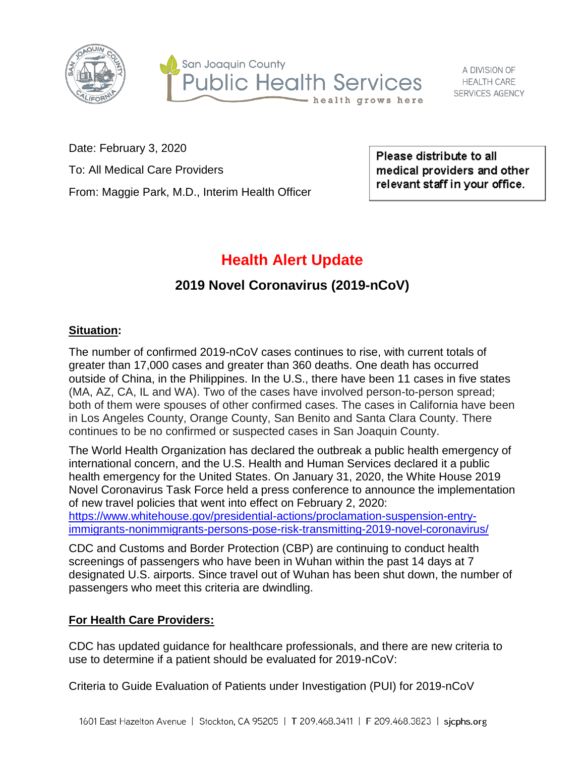San Joaquin County
Public Health Services
health grows here

A DIVISION OF HEALTH CARE SERVICES AGENCY

Date: February 3, 2020

To: All Medical Care Providers

From: Maggie Park, M.D., Interim Health Officer

**Please distribute to all medical providers and other relevant staff in your office.**

# Health Alert Update

## 2019 Novel Coronavirus (2019-nCoV)

**Situation:**

The number of confirmed 2019-nCoV cases continues to rise, with current totals of greater than 17,000 cases and greater than 360 deaths. One death has occurred outside of China, in the Philippines. In the U.S., there have been 11 cases in five states (MA, AZ, CA, IL and WA). Two of the cases have involved person-to-person spread; both of them were spouses of other confirmed cases. The cases in California have been in Los Angeles County, Orange County, San Benito and Santa Clara County. There continues to be no confirmed or suspected cases in San Joaquin County.

The World Health Organization has declared the outbreak a public health emergency of international concern, and the U.S. Health and Human Services declared it a public health emergency for the United States. On January 31, 2020, the White House 2019 Novel Coronavirus Task Force held a press conference to announce the implementation of new travel policies that went into effect on February 2, 2020: https://www.whitehouse.gov/presidential-actions/proclamation-suspension-entry-immigrants-nonimmigrants-persons-pose-risk-transmitting-2019-novel-coronavirus/

CDC and Customs and Border Protection (CBP) are continuing to conduct health screenings of passengers who have been in Wuhan within the past 14 days at 7 designated U.S. airports. Since travel out of Wuhan has been shut down, the number of passengers who meet this criteria are dwindling.

**For Health Care Providers:**

CDC has updated guidance for healthcare professionals, and there are new criteria to use to determine if a patient should be evaluated for 2019-nCoV:

Criteria to Guide Evaluation of Patients under Investigation (PUI) for 2019-nCoV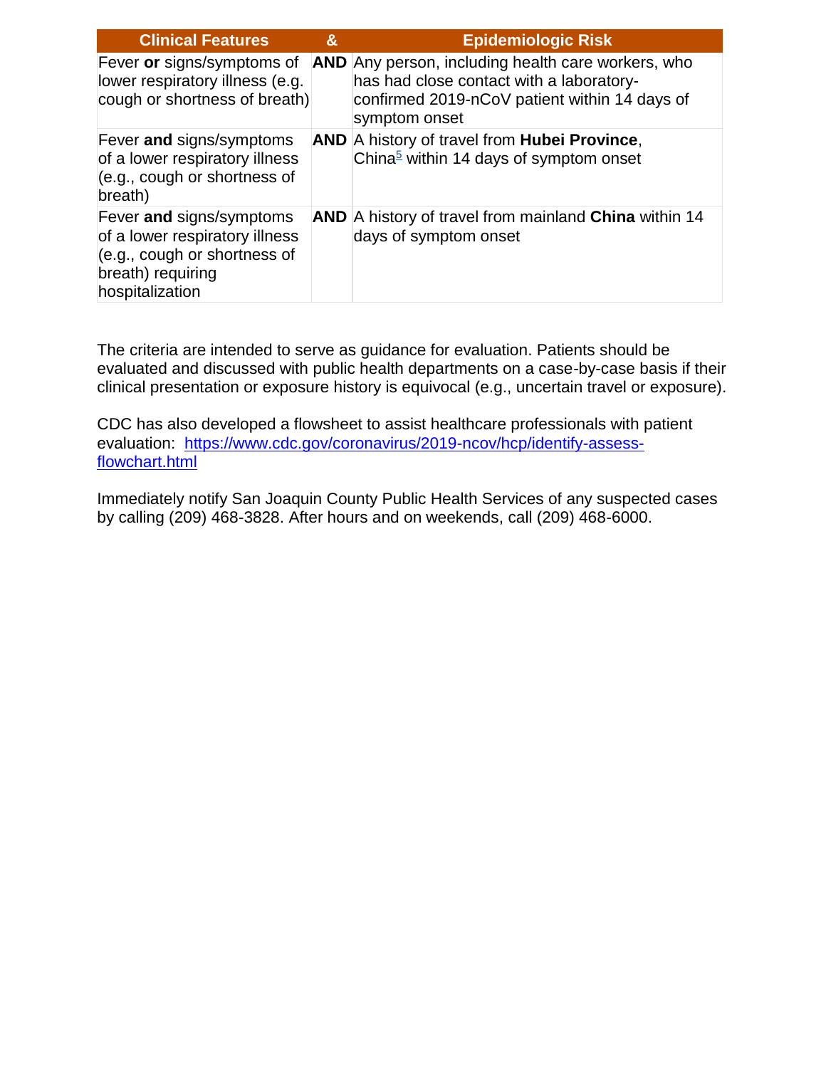| Clinical Features | & | Epidemiologic Risk |
|---|---|---|
| Fever **or** signs/symptoms of lower respiratory illness (e.g. cough or shortness of breath) | **AND** | Any person, including health care workers, who has had close contact with a laboratory-confirmed 2019-nCoV patient within 14 days of symptom onset |
| Fever **and** signs/symptoms of a lower respiratory illness (e.g., cough or shortness of breath) | **AND** | A history of travel from **Hubei Province**, China[5] within 14 days of symptom onset |
| Fever **and** signs/symptoms of a lower respiratory illness (e.g., cough or shortness of breath) requiring hospitalization | **AND** | A history of travel from mainland **China** within 14 days of symptom onset |

The criteria are intended to serve as guidance for evaluation. Patients should be evaluated and discussed with public health departments on a case-by-case basis if their clinical presentation or exposure history is equivocal (e.g., uncertain travel or exposure).

CDC has also developed a flowsheet to assist healthcare professionals with patient evaluation: [https://www.cdc.gov/coronavirus/2019-ncov/hcp/identify-assess-flowchart.html](https://www.cdc.gov/coronavirus/2019-ncov/hcp/identify-assess-flowchart.html)

Immediately notify San Joaquin County Public Health Services of any suspected cases by calling (209) 468-3828. After hours and on weekends, call (209) 468-6000.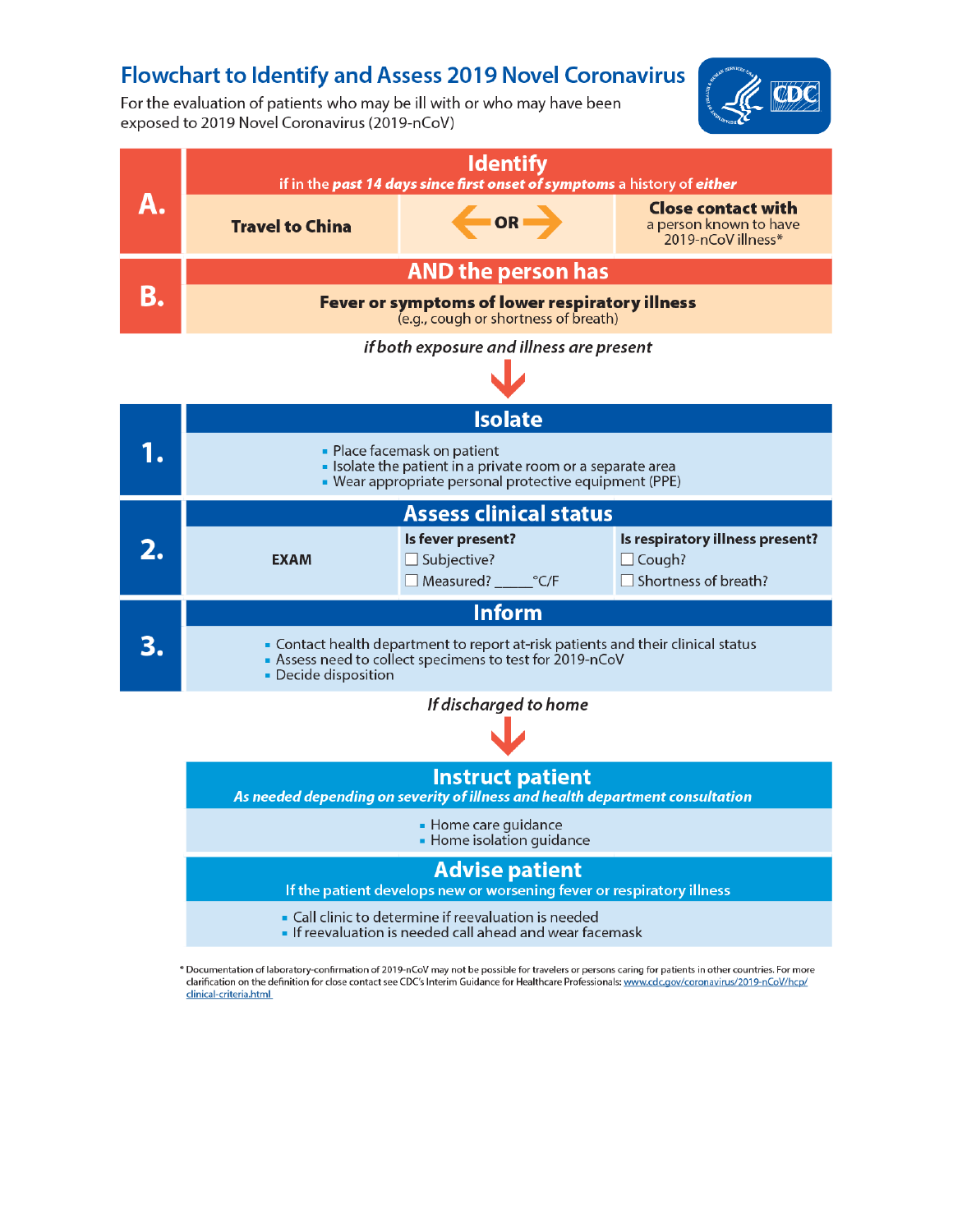# Flowchart to Identify and Assess 2019 Novel Coronavirus

For the evaluation of patients who may be ill with or who may have been exposed to 2019 Novel Coronavirus (2019-nCoV)

CDC

## A. Identify

if in the ***past 14 days since first onset of symptoms*** a history of ***either***

**Travel to China** ← OR → **Close contact with** a person known to have 2019-nCoV illness*

## B. AND the person has

**Fever or symptoms of lower respiratory illness**
(e.g., cough or shortness of breath)

*if both exposure and illness are present*

↓

## 1. Isolate

- Place facemask on patient
- Isolate the patient in a private room or a separate area
- Wear appropriate personal protective equipment (PPE)

## 2. Assess clinical status

| EXAM | Is fever present? | Is respiratory illness present? |
|---|---|---|
| | ☐ Subjective? | ☐ Cough? |
| | ☐ Measured? _____°C/F | ☐ Shortness of breath? |

## 3. Inform

- Contact health department to report at-risk patients and their clinical status
- Assess need to collect specimens to test for 2019-nCoV
- Decide disposition

*If discharged to home*

↓

## Instruct patient

***As needed depending on severity of illness and health department consultation***

- Home care guidance
- Home isolation guidance

## Advise patient

If the patient develops new or worsening fever or respiratory illness

- Call clinic to determine if reevaluation is needed
- If reevaluation is needed call ahead and wear facemask

* Documentation of laboratory-confirmation of 2019-nCoV may not be possible for travelers or persons caring for patients in other countries. For more clarification on the definition for close contact see CDC's Interim Guidance for Healthcare Professionals: www.cdc.gov/coronavirus/2019-nCoV/hcp/clinical-criteria.html